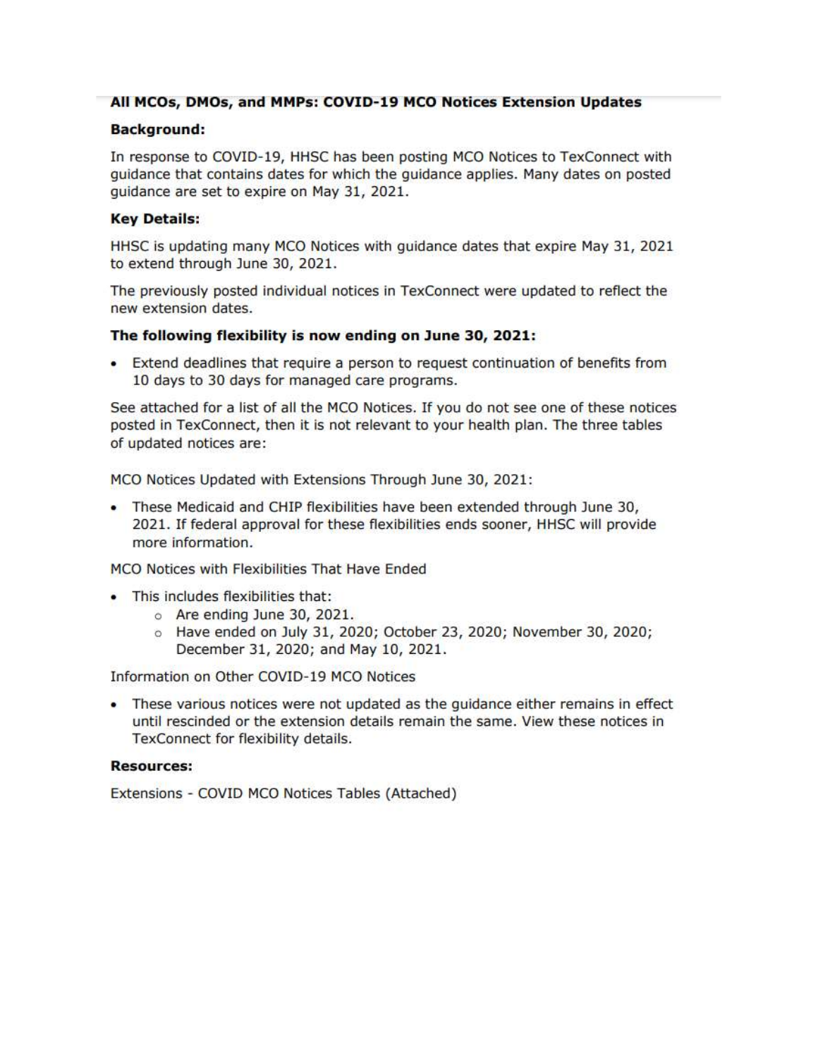**All MCOs, DMOs, and MMPs: COVID-19 MCO Notices Extension Updates**

**Background:**

In response to COVID-19, HHSC has been posting MCO Notices to TexConnect with guidance that contains dates for which the guidance applies. Many dates on posted guidance are set to expire on May 31, 2021.

**Key Details:**

HHSC is updating many MCO Notices with guidance dates that expire May 31, 2021 to extend through June 30, 2021.

The previously posted individual notices in TexConnect were updated to reflect the new extension dates.

**The following flexibility is now ending on June 30, 2021:**

- Extend deadlines that require a person to request continuation of benefits from 10 days to 30 days for managed care programs.

See attached for a list of all the MCO Notices. If you do not see one of these notices posted in TexConnect, then it is not relevant to your health plan. The three tables of updated notices are:

MCO Notices Updated with Extensions Through June 30, 2021:

- These Medicaid and CHIP flexibilities have been extended through June 30, 2021. If federal approval for these flexibilities ends sooner, HHSC will provide more information.

MCO Notices with Flexibilities That Have Ended

- This includes flexibilities that:
  - Are ending June 30, 2021.
  - Have ended on July 31, 2020; October 23, 2020; November 30, 2020; December 31, 2020; and May 10, 2021.

Information on Other COVID-19 MCO Notices

- These various notices were not updated as the guidance either remains in effect until rescinded or the extension details remain the same. View these notices in TexConnect for flexibility details.

**Resources:**

Extensions - COVID MCO Notices Tables (Attached)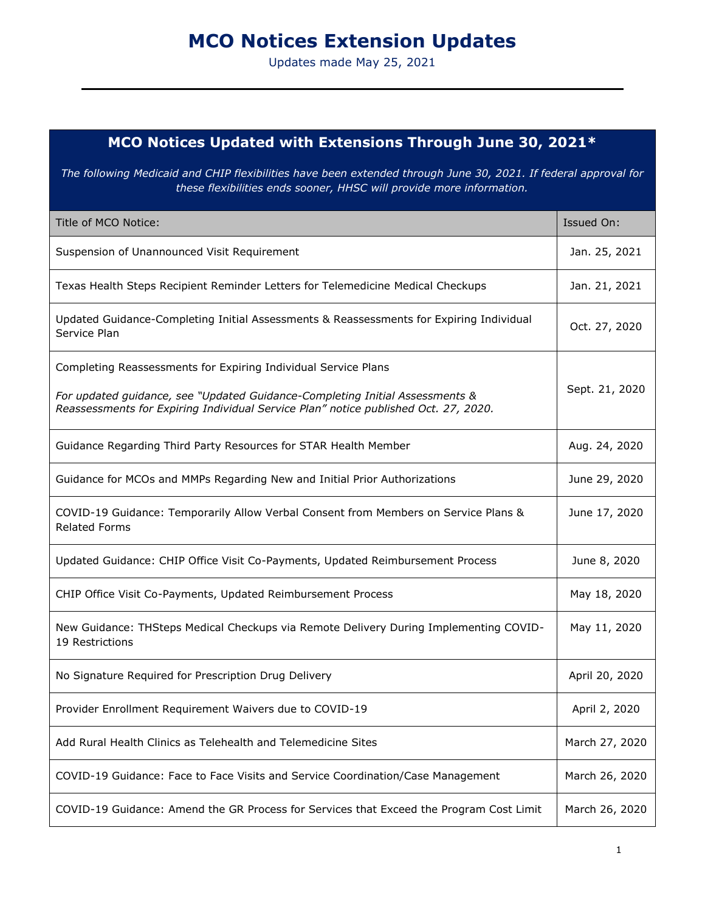# MCO Notices Extension Updates

Updates made May 25, 2021

## MCO Notices Updated with Extensions Through June 30, 2021*

*The following Medicaid and CHIP flexibilities have been extended through June 30, 2021. If federal approval for these flexibilities ends sooner, HHSC will provide more information.*

| Title of MCO Notice: | Issued On: |
| --- | --- |
| Suspension of Unannounced Visit Requirement | Jan. 25, 2021 |
| Texas Health Steps Recipient Reminder Letters for Telemedicine Medical Checkups | Jan. 21, 2021 |
| Updated Guidance-Completing Initial Assessments & Reassessments for Expiring Individual Service Plan | Oct. 27, 2020 |
| Completing Reassessments for Expiring Individual Service Plans<br><br>*For updated guidance, see "Updated Guidance-Completing Initial Assessments & Reassessments for Expiring Individual Service Plan" notice published Oct. 27, 2020.* | Sept. 21, 2020 |
| Guidance Regarding Third Party Resources for STAR Health Member | Aug. 24, 2020 |
| Guidance for MCOs and MMPs Regarding New and Initial Prior Authorizations | June 29, 2020 |
| COVID-19 Guidance: Temporarily Allow Verbal Consent from Members on Service Plans & Related Forms | June 17, 2020 |
| Updated Guidance: CHIP Office Visit Co-Payments, Updated Reimbursement Process | June 8, 2020 |
| CHIP Office Visit Co-Payments, Updated Reimbursement Process | May 18, 2020 |
| New Guidance: THSteps Medical Checkups via Remote Delivery During Implementing COVID-19 Restrictions | May 11, 2020 |
| No Signature Required for Prescription Drug Delivery | April 20, 2020 |
| Provider Enrollment Requirement Waivers due to COVID-19 | April 2, 2020 |
| Add Rural Health Clinics as Telehealth and Telemedicine Sites | March 27, 2020 |
| COVID-19 Guidance: Face to Face Visits and Service Coordination/Case Management | March 26, 2020 |
| COVID-19 Guidance: Amend the GR Process for Services that Exceed the Program Cost Limit | March 26, 2020 |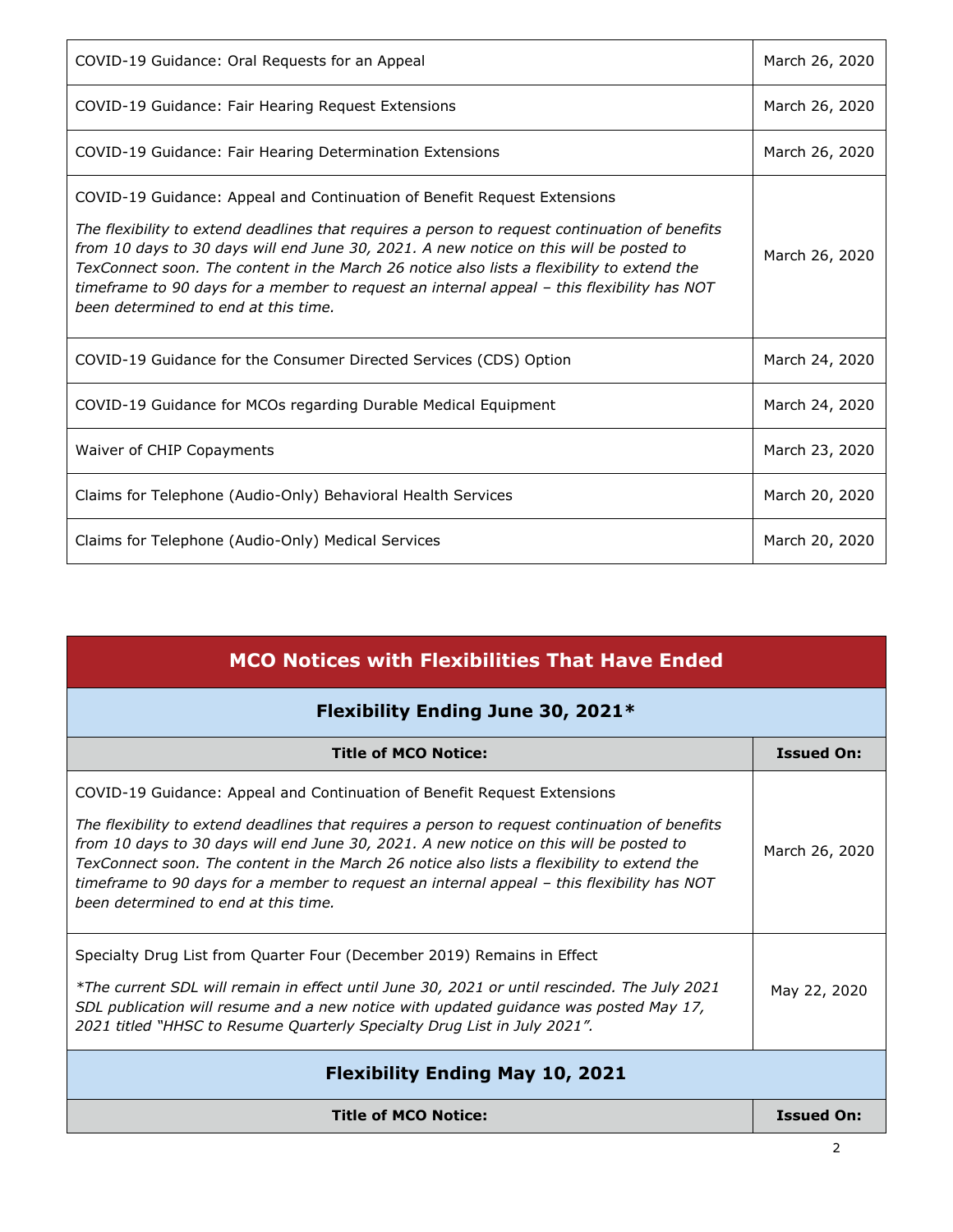| | |
|---|---|
| COVID-19 Guidance: Oral Requests for an Appeal | March 26, 2020 |
| COVID-19 Guidance: Fair Hearing Request Extensions | March 26, 2020 |
| COVID-19 Guidance: Fair Hearing Determination Extensions | March 26, 2020 |
| COVID-19 Guidance: Appeal and Continuation of Benefit Request Extensions<br><br>*The flexibility to extend deadlines that requires a person to request continuation of benefits from 10 days to 30 days will end June 30, 2021. A new notice on this will be posted to TexConnect soon. The content in the March 26 notice also lists a flexibility to extend the timeframe to 90 days for a member to request an internal appeal – this flexibility has NOT been determined to end at this time.* | March 26, 2020 |
| COVID-19 Guidance for the Consumer Directed Services (CDS) Option | March 24, 2020 |
| COVID-19 Guidance for MCOs regarding Durable Medical Equipment | March 24, 2020 |
| Waiver of CHIP Copayments | March 23, 2020 |
| Claims for Telephone (Audio-Only) Behavioral Health Services | March 20, 2020 |
| Claims for Telephone (Audio-Only) Medical Services | March 20, 2020 |

## MCO Notices with Flexibilities That Have Ended

### Flexibility Ending June 30, 2021*

| Title of MCO Notice: | Issued On: |
|---|---|
| COVID-19 Guidance: Appeal and Continuation of Benefit Request Extensions<br><br>*The flexibility to extend deadlines that requires a person to request continuation of benefits from 10 days to 30 days will end June 30, 2021. A new notice on this will be posted to TexConnect soon. The content in the March 26 notice also lists a flexibility to extend the timeframe to 90 days for a member to request an internal appeal – this flexibility has NOT been determined to end at this time.* | March 26, 2020 |
| Specialty Drug List from Quarter Four (December 2019) Remains in Effect<br><br>*\*The current SDL will remain in effect until June 30, 2021 or until rescinded. The July 2021 SDL publication will resume and a new notice with updated guidance was posted May 17, 2021 titled "HHSC to Resume Quarterly Specialty Drug List in July 2021".* | May 22, 2020 |

### Flexibility Ending May 10, 2021

| Title of MCO Notice: | Issued On: |
|---|---|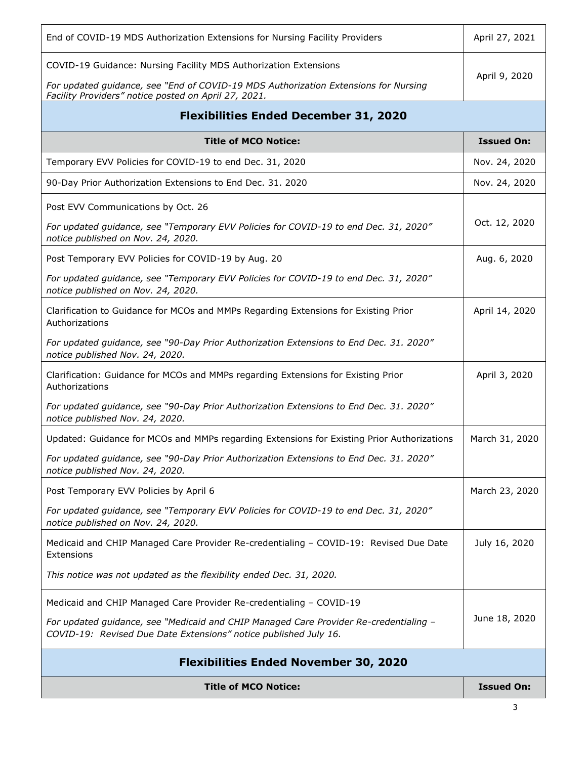| Title of MCO Notice: | Issued On: |
| --- | --- |
| End of COVID-19 MDS Authorization Extensions for Nursing Facility Providers | April 27, 2021 |
| COVID-19 Guidance: Nursing Facility MDS Authorization Extensions<br><br>*For updated guidance, see "End of COVID-19 MDS Authorization Extensions for Nursing Facility Providers" notice posted on April 27, 2021.* | April 9, 2020 |

## Flexibilities Ended December 31, 2020

| Title of MCO Notice: | Issued On: |
| --- | --- |
| Temporary EVV Policies for COVID-19 to end Dec. 31, 2020 | Nov. 24, 2020 |
| 90-Day Prior Authorization Extensions to End Dec. 31. 2020 | Nov. 24, 2020 |
| Post EVV Communications by Oct. 26<br><br>*For updated guidance, see "Temporary EVV Policies for COVID-19 to end Dec. 31, 2020" notice published on Nov. 24, 2020.* | Oct. 12, 2020 |
| Post Temporary EVV Policies for COVID-19 by Aug. 20<br><br>*For updated guidance, see "Temporary EVV Policies for COVID-19 to end Dec. 31, 2020" notice published on Nov. 24, 2020.* | Aug. 6, 2020 |
| Clarification to Guidance for MCOs and MMPs Regarding Extensions for Existing Prior Authorizations<br><br>*For updated guidance, see "90-Day Prior Authorization Extensions to End Dec. 31. 2020" notice published Nov. 24, 2020.* | April 14, 2020 |
| Clarification: Guidance for MCOs and MMPs regarding Extensions for Existing Prior Authorizations<br><br>*For updated guidance, see "90-Day Prior Authorization Extensions to End Dec. 31. 2020" notice published Nov. 24, 2020.* | April 3, 2020 |
| Updated: Guidance for MCOs and MMPs regarding Extensions for Existing Prior Authorizations<br><br>*For updated guidance, see "90-Day Prior Authorization Extensions to End Dec. 31. 2020" notice published Nov. 24, 2020.* | March 31, 2020 |
| Post Temporary EVV Policies by April 6<br><br>*For updated guidance, see "Temporary EVV Policies for COVID-19 to end Dec. 31, 2020" notice published on Nov. 24, 2020.* | March 23, 2020 |
| Medicaid and CHIP Managed Care Provider Re-credentialing – COVID-19: Revised Due Date Extensions<br><br>*This notice was not updated as the flexibility ended Dec. 31, 2020.* | July 16, 2020 |
| Medicaid and CHIP Managed Care Provider Re-credentialing – COVID-19<br><br>*For updated guidance, see "Medicaid and CHIP Managed Care Provider Re-credentialing – COVID-19: Revised Due Date Extensions" notice published July 16.* | June 18, 2020 |

## Flexibilities Ended November 30, 2020

| Title of MCO Notice: | Issued On: |
| --- | --- |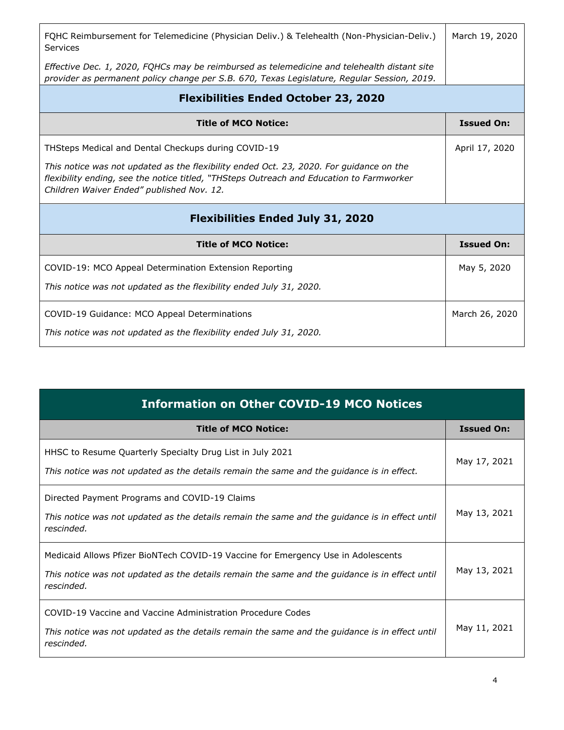| | |
|---|---|
| FQHC Reimbursement for Telemedicine (Physician Deliv.) & Telehealth (Non-Physician-Deliv.) Services<br><br>*Effective Dec. 1, 2020, FQHCs may be reimbursed as telemedicine and telehealth distant site provider as permanent policy change per S.B. 670, Texas Legislature, Regular Session, 2019.* | March 19, 2020 |

## Flexibilities Ended October 23, 2020

| Title of MCO Notice: | Issued On: |
|---|---|
| THSteps Medical and Dental Checkups during COVID-19<br><br>*This notice was not updated as the flexibility ended Oct. 23, 2020. For guidance on the flexibility ending, see the notice titled, "THSteps Outreach and Education to Farmworker Children Waiver Ended" published Nov. 12.* | April 17, 2020 |

## Flexibilities Ended July 31, 2020

| Title of MCO Notice: | Issued On: |
|---|---|
| COVID-19: MCO Appeal Determination Extension Reporting<br><br>*This notice was not updated as the flexibility ended July 31, 2020.* | May 5, 2020 |
| COVID-19 Guidance: MCO Appeal Determinations<br><br>*This notice was not updated as the flexibility ended July 31, 2020.* | March 26, 2020 |

## Information on Other COVID-19 MCO Notices

| Title of MCO Notice: | Issued On: |
|---|---|
| HHSC to Resume Quarterly Specialty Drug List in July 2021<br><br>*This notice was not updated as the details remain the same and the guidance is in effect.* | May 17, 2021 |
| Directed Payment Programs and COVID-19 Claims<br><br>*This notice was not updated as the details remain the same and the guidance is in effect until rescinded.* | May 13, 2021 |
| Medicaid Allows Pfizer BioNTech COVID-19 Vaccine for Emergency Use in Adolescents<br><br>*This notice was not updated as the details remain the same and the guidance is in effect until rescinded.* | May 13, 2021 |
| COVID-19 Vaccine and Vaccine Administration Procedure Codes<br><br>*This notice was not updated as the details remain the same and the guidance is in effect until rescinded.* | May 11, 2021 |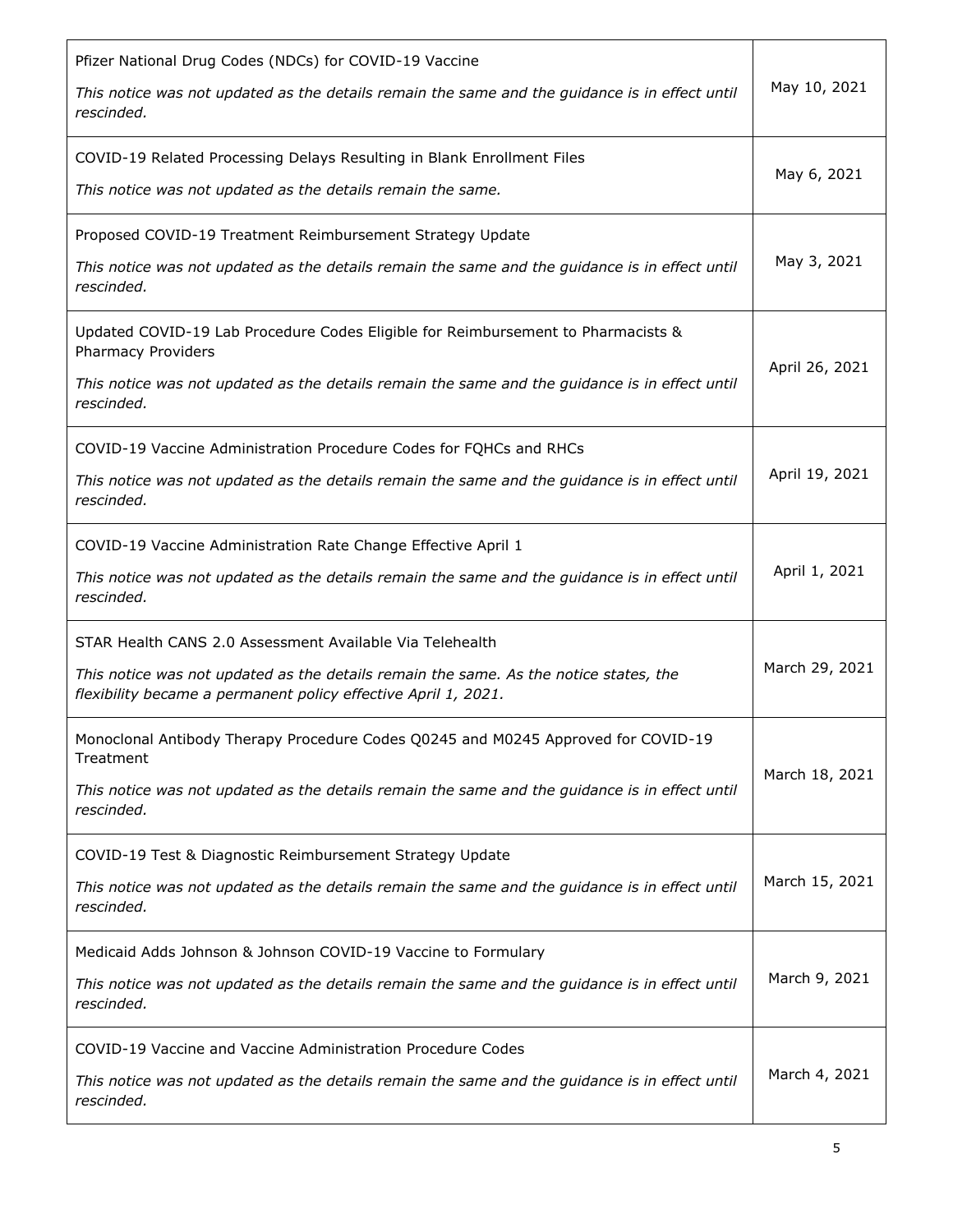| | |
|---|---|
| Pfizer National Drug Codes (NDCs) for COVID-19 Vaccine<br><br>*This notice was not updated as the details remain the same and the guidance is in effect until rescinded.* | May 10, 2021 |
| COVID-19 Related Processing Delays Resulting in Blank Enrollment Files<br><br>*This notice was not updated as the details remain the same.* | May 6, 2021 |
| Proposed COVID-19 Treatment Reimbursement Strategy Update<br><br>*This notice was not updated as the details remain the same and the guidance is in effect until rescinded.* | May 3, 2021 |
| Updated COVID-19 Lab Procedure Codes Eligible for Reimbursement to Pharmacists & Pharmacy Providers<br><br>*This notice was not updated as the details remain the same and the guidance is in effect until rescinded.* | April 26, 2021 |
| COVID-19 Vaccine Administration Procedure Codes for FQHCs and RHCs<br><br>*This notice was not updated as the details remain the same and the guidance is in effect until rescinded.* | April 19, 2021 |
| COVID-19 Vaccine Administration Rate Change Effective April 1<br><br>*This notice was not updated as the details remain the same and the guidance is in effect until rescinded.* | April 1, 2021 |
| STAR Health CANS 2.0 Assessment Available Via Telehealth<br><br>*This notice was not updated as the details remain the same. As the notice states, the flexibility became a permanent policy effective April 1, 2021.* | March 29, 2021 |
| Monoclonal Antibody Therapy Procedure Codes Q0245 and M0245 Approved for COVID-19 Treatment<br><br>*This notice was not updated as the details remain the same and the guidance is in effect until rescinded.* | March 18, 2021 |
| COVID-19 Test & Diagnostic Reimbursement Strategy Update<br><br>*This notice was not updated as the details remain the same and the guidance is in effect until rescinded.* | March 15, 2021 |
| Medicaid Adds Johnson & Johnson COVID-19 Vaccine to Formulary<br><br>*This notice was not updated as the details remain the same and the guidance is in effect until rescinded.* | March 9, 2021 |
| COVID-19 Vaccine and Vaccine Administration Procedure Codes<br><br>*This notice was not updated as the details remain the same and the guidance is in effect until rescinded.* | March 4, 2021 |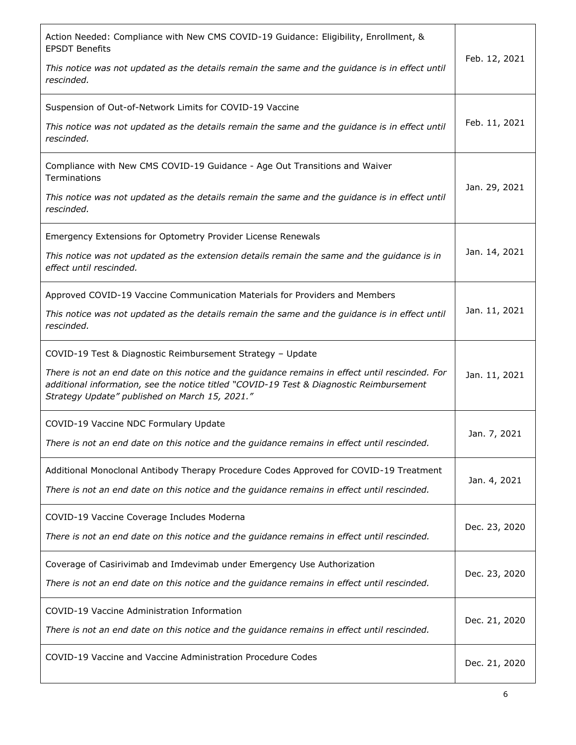| | |
|---|---|
| Action Needed: Compliance with New CMS COVID-19 Guidance: Eligibility, Enrollment, & EPSDT Benefits<br><br>*This notice was not updated as the details remain the same and the guidance is in effect until rescinded.* | Feb. 12, 2021 |
| Suspension of Out-of-Network Limits for COVID-19 Vaccine<br><br>*This notice was not updated as the details remain the same and the guidance is in effect until rescinded.* | Feb. 11, 2021 |
| Compliance with New CMS COVID-19 Guidance - Age Out Transitions and Waiver Terminations<br><br>*This notice was not updated as the details remain the same and the guidance is in effect until rescinded.* | Jan. 29, 2021 |
| Emergency Extensions for Optometry Provider License Renewals<br><br>*This notice was not updated as the extension details remain the same and the guidance is in effect until rescinded.* | Jan. 14, 2021 |
| Approved COVID-19 Vaccine Communication Materials for Providers and Members<br><br>*This notice was not updated as the details remain the same and the guidance is in effect until rescinded.* | Jan. 11, 2021 |
| COVID-19 Test & Diagnostic Reimbursement Strategy – Update<br><br>*There is not an end date on this notice and the guidance remains in effect until rescinded. For additional information, see the notice titled "COVID-19 Test & Diagnostic Reimbursement Strategy Update" published on March 15, 2021."* | Jan. 11, 2021 |
| COVID-19 Vaccine NDC Formulary Update<br><br>*There is not an end date on this notice and the guidance remains in effect until rescinded.* | Jan. 7, 2021 |
| Additional Monoclonal Antibody Therapy Procedure Codes Approved for COVID-19 Treatment<br><br>*There is not an end date on this notice and the guidance remains in effect until rescinded.* | Jan. 4, 2021 |
| COVID-19 Vaccine Coverage Includes Moderna<br><br>*There is not an end date on this notice and the guidance remains in effect until rescinded.* | Dec. 23, 2020 |
| Coverage of Casirivimab and Imdevimab under Emergency Use Authorization<br><br>*There is not an end date on this notice and the guidance remains in effect until rescinded.* | Dec. 23, 2020 |
| COVID-19 Vaccine Administration Information<br><br>*There is not an end date on this notice and the guidance remains in effect until rescinded.* | Dec. 21, 2020 |
| COVID-19 Vaccine and Vaccine Administration Procedure Codes | Dec. 21, 2020 |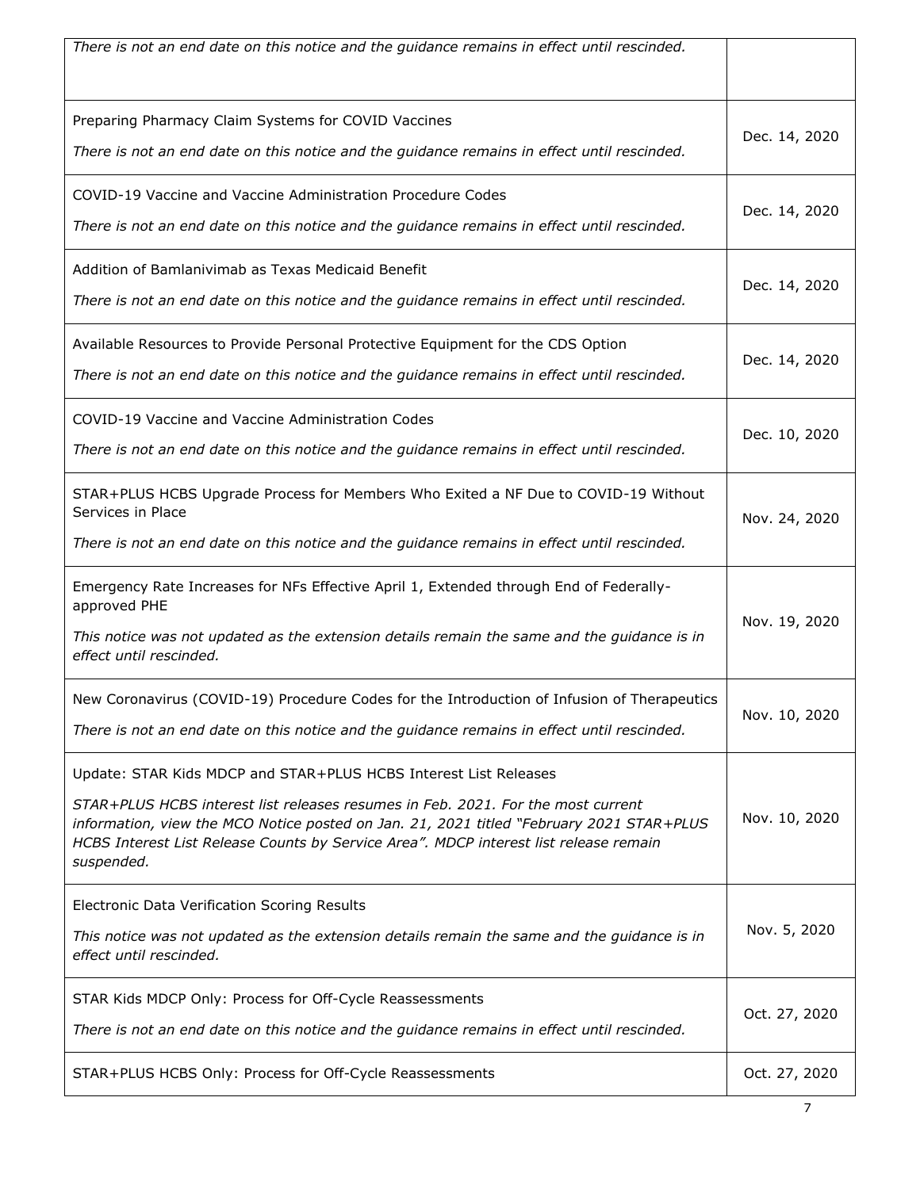| | |
|---|---|
| *There is not an end date on this notice and the guidance remains in effect until rescinded.* | |
| Preparing Pharmacy Claim Systems for COVID Vaccines<br><br>*There is not an end date on this notice and the guidance remains in effect until rescinded.* | Dec. 14, 2020 |
| COVID-19 Vaccine and Vaccine Administration Procedure Codes<br><br>*There is not an end date on this notice and the guidance remains in effect until rescinded.* | Dec. 14, 2020 |
| Addition of Bamlanivimab as Texas Medicaid Benefit<br><br>*There is not an end date on this notice and the guidance remains in effect until rescinded.* | Dec. 14, 2020 |
| Available Resources to Provide Personal Protective Equipment for the CDS Option<br><br>*There is not an end date on this notice and the guidance remains in effect until rescinded.* | Dec. 14, 2020 |
| COVID-19 Vaccine and Vaccine Administration Codes<br><br>*There is not an end date on this notice and the guidance remains in effect until rescinded.* | Dec. 10, 2020 |
| STAR+PLUS HCBS Upgrade Process for Members Who Exited a NF Due to COVID-19 Without Services in Place<br><br>*There is not an end date on this notice and the guidance remains in effect until rescinded.* | Nov. 24, 2020 |
| Emergency Rate Increases for NFs Effective April 1, Extended through End of Federally-approved PHE<br><br>*This notice was not updated as the extension details remain the same and the guidance is in effect until rescinded.* | Nov. 19, 2020 |
| New Coronavirus (COVID-19) Procedure Codes for the Introduction of Infusion of Therapeutics<br><br>*There is not an end date on this notice and the guidance remains in effect until rescinded.* | Nov. 10, 2020 |
| Update: STAR Kids MDCP and STAR+PLUS HCBS Interest List Releases<br><br>*STAR+PLUS HCBS interest list releases resumes in Feb. 2021. For the most current information, view the MCO Notice posted on Jan. 21, 2021 titled "February 2021 STAR+PLUS HCBS Interest List Release Counts by Service Area". MDCP interest list release remain suspended.* | Nov. 10, 2020 |
| Electronic Data Verification Scoring Results<br><br>*This notice was not updated as the extension details remain the same and the guidance is in effect until rescinded.* | Nov. 5, 2020 |
| STAR Kids MDCP Only: Process for Off-Cycle Reassessments<br><br>*There is not an end date on this notice and the guidance remains in effect until rescinded.* | Oct. 27, 2020 |
| STAR+PLUS HCBS Only: Process for Off-Cycle Reassessments | Oct. 27, 2020 |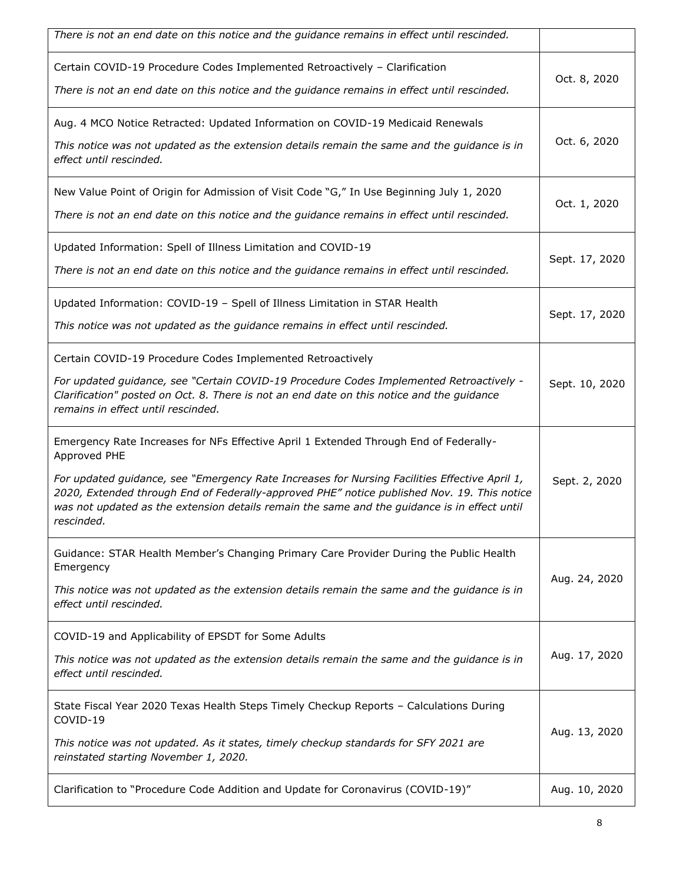| | |
|---|---|
| *There is not an end date on this notice and the guidance remains in effect until rescinded.* | |
| Certain COVID-19 Procedure Codes Implemented Retroactively – Clarification<br>*There is not an end date on this notice and the guidance remains in effect until rescinded.* | Oct. 8, 2020 |
| Aug. 4 MCO Notice Retracted: Updated Information on COVID-19 Medicaid Renewals<br>*This notice was not updated as the extension details remain the same and the guidance is in effect until rescinded.* | Oct. 6, 2020 |
| New Value Point of Origin for Admission of Visit Code "G," In Use Beginning July 1, 2020<br>*There is not an end date on this notice and the guidance remains in effect until rescinded.* | Oct. 1, 2020 |
| Updated Information: Spell of Illness Limitation and COVID-19<br>*There is not an end date on this notice and the guidance remains in effect until rescinded.* | Sept. 17, 2020 |
| Updated Information: COVID-19 – Spell of Illness Limitation in STAR Health<br>*This notice was not updated as the guidance remains in effect until rescinded.* | Sept. 17, 2020 |
| Certain COVID-19 Procedure Codes Implemented Retroactively<br>*For updated guidance, see "Certain COVID-19 Procedure Codes Implemented Retroactively - Clarification" posted on Oct. 8. There is not an end date on this notice and the guidance remains in effect until rescinded.* | Sept. 10, 2020 |
| Emergency Rate Increases for NFs Effective April 1 Extended Through End of Federally-Approved PHE<br>*For updated guidance, see "Emergency Rate Increases for Nursing Facilities Effective April 1, 2020, Extended through End of Federally-approved PHE" notice published Nov. 19. This notice was not updated as the extension details remain the same and the guidance is in effect until rescinded.* | Sept. 2, 2020 |
| Guidance: STAR Health Member's Changing Primary Care Provider During the Public Health Emergency<br>*This notice was not updated as the extension details remain the same and the guidance is in effect until rescinded.* | Aug. 24, 2020 |
| COVID-19 and Applicability of EPSDT for Some Adults<br>*This notice was not updated as the extension details remain the same and the guidance is in effect until rescinded.* | Aug. 17, 2020 |
| State Fiscal Year 2020 Texas Health Steps Timely Checkup Reports – Calculations During COVID-19<br>*This notice was not updated. As it states, timely checkup standards for SFY 2021 are reinstated starting November 1, 2020.* | Aug. 13, 2020 |
| Clarification to "Procedure Code Addition and Update for Coronavirus (COVID-19)" | Aug. 10, 2020 |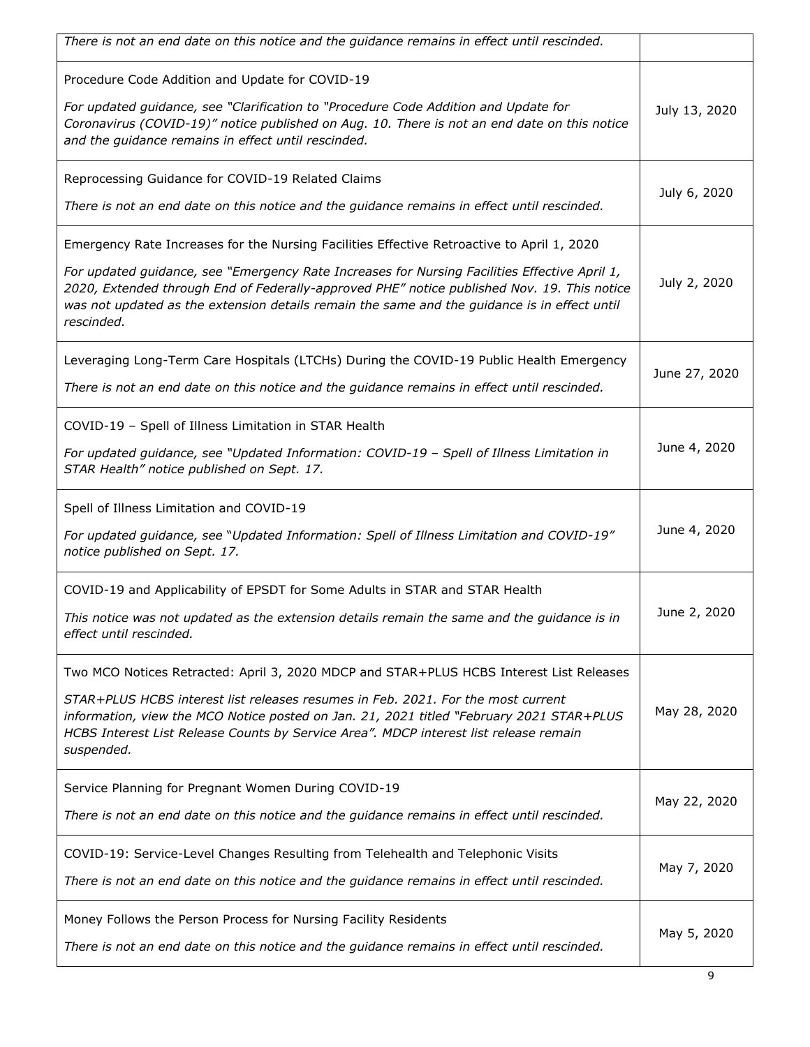| | |
|---|---|
| *There is not an end date on this notice and the guidance remains in effect until rescinded.* | |
| Procedure Code Addition and Update for COVID-19<br><br>*For updated guidance, see "Clarification to "Procedure Code Addition and Update for Coronavirus (COVID-19)" notice published on Aug. 10. There is not an end date on this notice and the guidance remains in effect until rescinded.* | July 13, 2020 |
| Reprocessing Guidance for COVID-19 Related Claims<br><br>*There is not an end date on this notice and the guidance remains in effect until rescinded.* | July 6, 2020 |
| Emergency Rate Increases for the Nursing Facilities Effective Retroactive to April 1, 2020<br><br>*For updated guidance, see "Emergency Rate Increases for Nursing Facilities Effective April 1, 2020, Extended through End of Federally-approved PHE" notice published Nov. 19. This notice was not updated as the extension details remain the same and the guidance is in effect until rescinded.* | July 2, 2020 |
| Leveraging Long-Term Care Hospitals (LTCHs) During the COVID-19 Public Health Emergency<br><br>*There is not an end date on this notice and the guidance remains in effect until rescinded.* | June 27, 2020 |
| COVID-19 – Spell of Illness Limitation in STAR Health<br><br>*For updated guidance, see "Updated Information: COVID-19 – Spell of Illness Limitation in STAR Health" notice published on Sept. 17.* | June 4, 2020 |
| Spell of Illness Limitation and COVID-19<br><br>*For updated guidance, see "Updated Information: Spell of Illness Limitation and COVID-19" notice published on Sept. 17.* | June 4, 2020 |
| COVID-19 and Applicability of EPSDT for Some Adults in STAR and STAR Health<br><br>*This notice was not updated as the extension details remain the same and the guidance is in effect until rescinded.* | June 2, 2020 |
| Two MCO Notices Retracted: April 3, 2020 MDCP and STAR+PLUS HCBS Interest List Releases<br><br>*STAR+PLUS HCBS interest list releases resumes in Feb. 2021. For the most current information, view the MCO Notice posted on Jan. 21, 2021 titled "February 2021 STAR+PLUS HCBS Interest List Release Counts by Service Area". MDCP interest list release remain suspended.* | May 28, 2020 |
| Service Planning for Pregnant Women During COVID-19<br><br>*There is not an end date on this notice and the guidance remains in effect until rescinded.* | May 22, 2020 |
| COVID-19: Service-Level Changes Resulting from Telehealth and Telephonic Visits<br><br>*There is not an end date on this notice and the guidance remains in effect until rescinded.* | May 7, 2020 |
| Money Follows the Person Process for Nursing Facility Residents<br><br>*There is not an end date on this notice and the guidance remains in effect until rescinded.* | May 5, 2020 |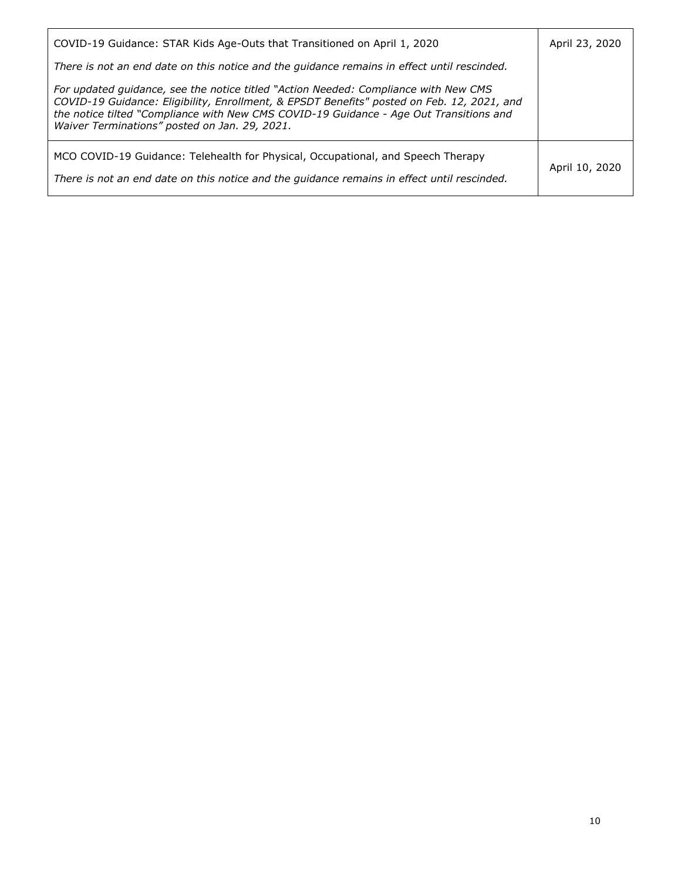| | |
|---|---|
| COVID-19 Guidance: STAR Kids Age-Outs that Transitioned on April 1, 2020<br><br>*There is not an end date on this notice and the guidance remains in effect until rescinded.*<br><br>*For updated guidance, see the notice titled "Action Needed: Compliance with New CMS COVID-19 Guidance: Eligibility, Enrollment, & EPSDT Benefits" posted on Feb. 12, 2021, and the notice tilted "Compliance with New CMS COVID-19 Guidance - Age Out Transitions and Waiver Terminations" posted on Jan. 29, 2021.* | April 23, 2020 |
| MCO COVID-19 Guidance: Telehealth for Physical, Occupational, and Speech Therapy<br><br>*There is not an end date on this notice and the guidance remains in effect until rescinded.* | April 10, 2020 |